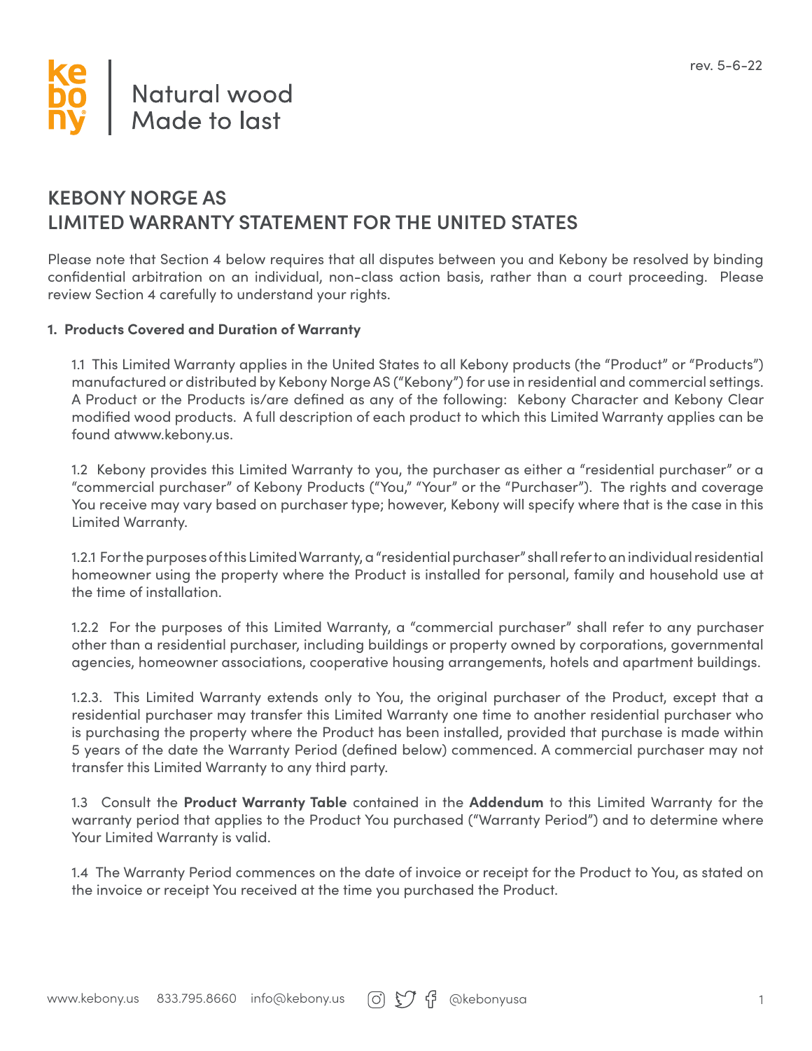rev. 5-6-22

Natural wood
Made to last

# KEBONY NORGE AS
# LIMITED WARRANTY STATEMENT FOR THE UNITED STATES

Please note that Section 4 below requires that all disputes between you and Kebony be resolved by binding confidential arbitration on an individual, non-class action basis, rather than a court proceeding. Please review Section 4 carefully to understand your rights.

**1. Products Covered and Duration of Warranty**

1.1 This Limited Warranty applies in the United States to all Kebony products (the "Product" or "Products") manufactured or distributed by Kebony Norge AS ("Kebony") for use in residential and commercial settings. A Product or the Products is/are defined as any of the following: Kebony Character and Kebony Clear modified wood products. A full description of each product to which this Limited Warranty applies can be found atwww.kebony.us.

1.2 Kebony provides this Limited Warranty to you, the purchaser as either a "residential purchaser" or a "commercial purchaser" of Kebony Products ("You," "Your" or the "Purchaser"). The rights and coverage You receive may vary based on purchaser type; however, Kebony will specify where that is the case in this Limited Warranty.

1.2.1 For the purposes of this Limited Warranty, a "residential purchaser" shall refer to an individual residential homeowner using the property where the Product is installed for personal, family and household use at the time of installation.

1.2.2 For the purposes of this Limited Warranty, a "commercial purchaser" shall refer to any purchaser other than a residential purchaser, including buildings or property owned by corporations, governmental agencies, homeowner associations, cooperative housing arrangements, hotels and apartment buildings.

1.2.3. This Limited Warranty extends only to You, the original purchaser of the Product, except that a residential purchaser may transfer this Limited Warranty one time to another residential purchaser who is purchasing the property where the Product has been installed, provided that purchase is made within 5 years of the date the Warranty Period (defined below) commenced. A commercial purchaser may not transfer this Limited Warranty to any third party.

1.3 Consult the **Product Warranty Table** contained in the **Addendum** to this Limited Warranty for the warranty period that applies to the Product You purchased ("Warranty Period") and to determine where Your Limited Warranty is valid.

1.4 The Warranty Period commences on the date of invoice or receipt for the Product to You, as stated on the invoice or receipt You received at the time you purchased the Product.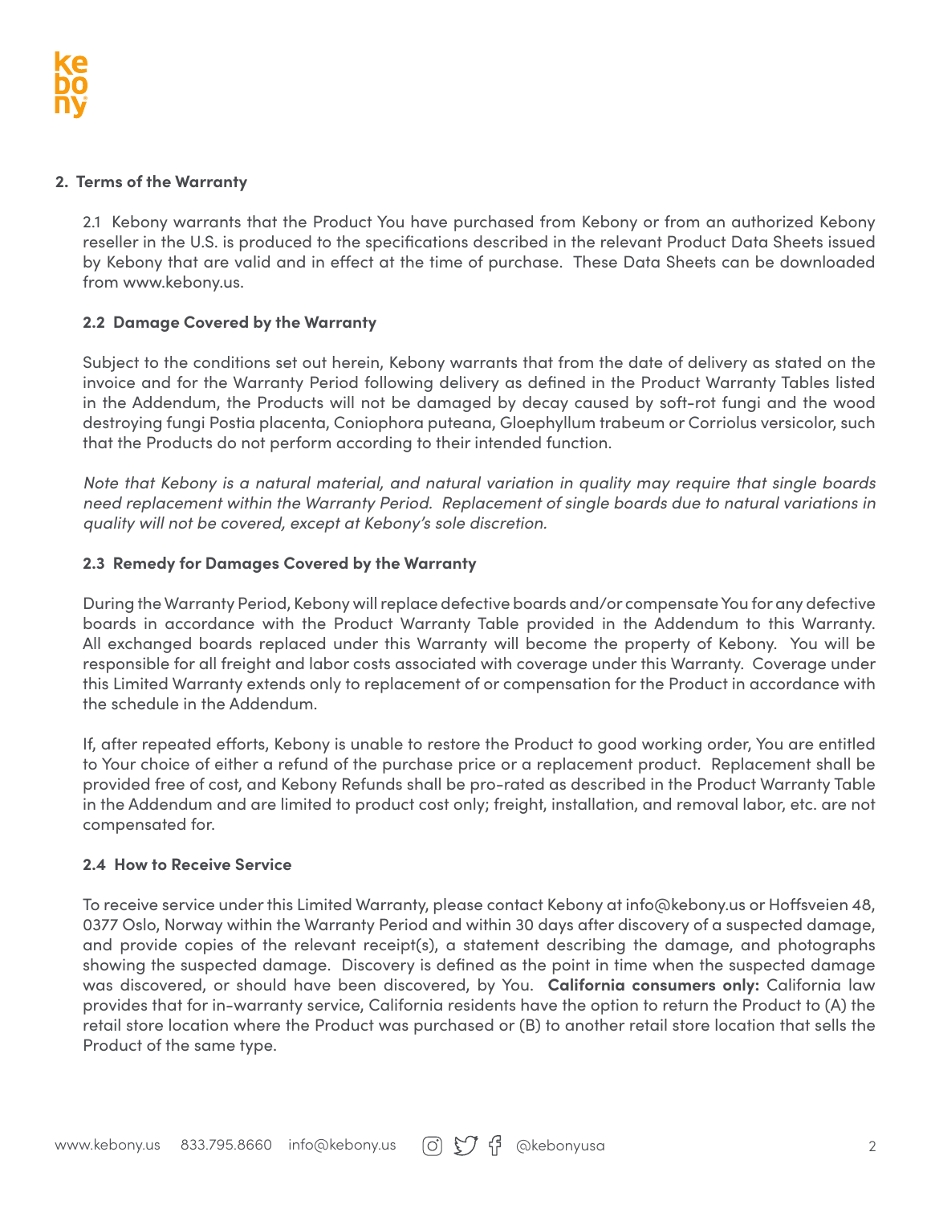## 2. Terms of the Warranty

2.1 Kebony warrants that the Product You have purchased from Kebony or from an authorized Kebony reseller in the U.S. is produced to the specifications described in the relevant Product Data Sheets issued by Kebony that are valid and in effect at the time of purchase. These Data Sheets can be downloaded from www.kebony.us.

### 2.2 Damage Covered by the Warranty

Subject to the conditions set out herein, Kebony warrants that from the date of delivery as stated on the invoice and for the Warranty Period following delivery as defined in the Product Warranty Tables listed in the Addendum, the Products will not be damaged by decay caused by soft-rot fungi and the wood destroying fungi Postia placenta, Coniophora puteana, Gloephyllum trabeum or Corriolus versicolor, such that the Products do not perform according to their intended function.

*Note that Kebony is a natural material, and natural variation in quality may require that single boards need replacement within the Warranty Period. Replacement of single boards due to natural variations in quality will not be covered, except at Kebony's sole discretion.*

### 2.3 Remedy for Damages Covered by the Warranty

During the Warranty Period, Kebony will replace defective boards and/or compensate You for any defective boards in accordance with the Product Warranty Table provided in the Addendum to this Warranty. All exchanged boards replaced under this Warranty will become the property of Kebony. You will be responsible for all freight and labor costs associated with coverage under this Warranty. Coverage under this Limited Warranty extends only to replacement of or compensation for the Product in accordance with the schedule in the Addendum.

If, after repeated efforts, Kebony is unable to restore the Product to good working order, You are entitled to Your choice of either a refund of the purchase price or a replacement product. Replacement shall be provided free of cost, and Kebony Refunds shall be pro-rated as described in the Product Warranty Table in the Addendum and are limited to product cost only; freight, installation, and removal labor, etc. are not compensated for.

### 2.4 How to Receive Service

To receive service under this Limited Warranty, please contact Kebony at info@kebony.us or Hoffsveien 48, 0377 Oslo, Norway within the Warranty Period and within 30 days after discovery of a suspected damage, and provide copies of the relevant receipt(s), a statement describing the damage, and photographs showing the suspected damage. Discovery is defined as the point in time when the suspected damage was discovered, or should have been discovered, by You. **California consumers only:** California law provides that for in-warranty service, California residents have the option to return the Product to (A) the retail store location where the Product was purchased or (B) to another retail store location that sells the Product of the same type.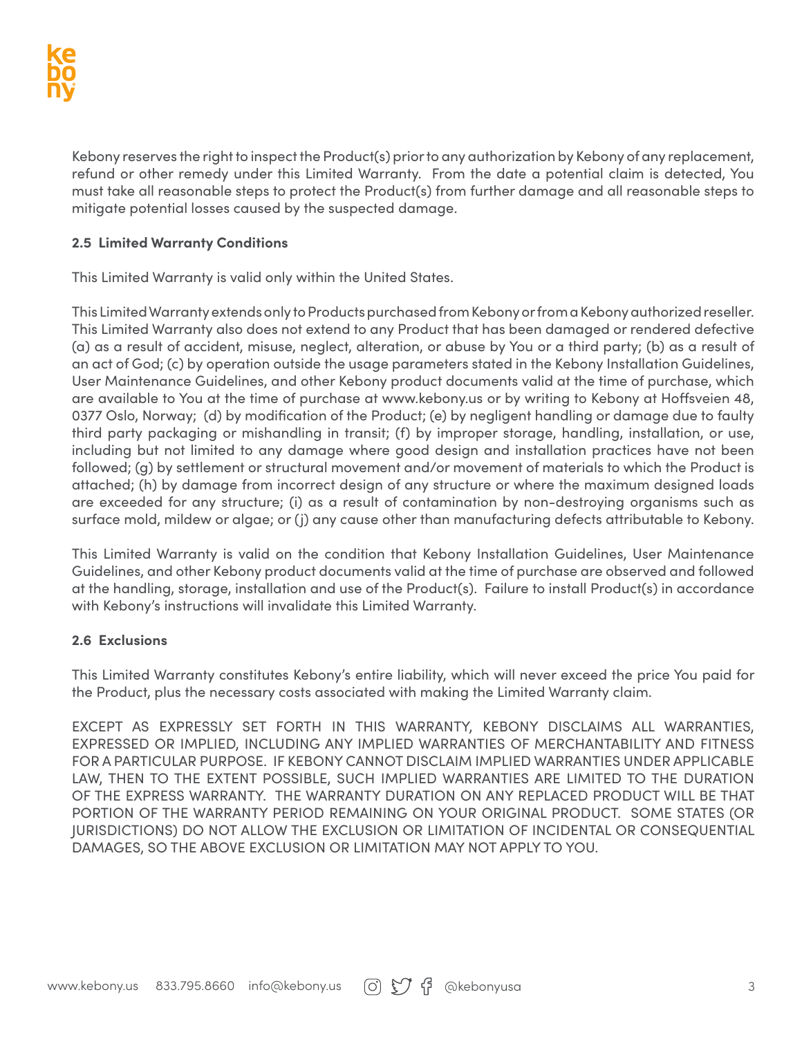Kebony reserves the right to inspect the Product(s) prior to any authorization by Kebony of any replacement, refund or other remedy under this Limited Warranty. From the date a potential claim is detected, You must take all reasonable steps to protect the Product(s) from further damage and all reasonable steps to mitigate potential losses caused by the suspected damage.

### 2.5 Limited Warranty Conditions

This Limited Warranty is valid only within the United States.

This Limited Warranty extends only to Products purchased from Kebony or from a Kebony authorized reseller. This Limited Warranty also does not extend to any Product that has been damaged or rendered defective (a) as a result of accident, misuse, neglect, alteration, or abuse by You or a third party; (b) as a result of an act of God; (c) by operation outside the usage parameters stated in the Kebony Installation Guidelines, User Maintenance Guidelines, and other Kebony product documents valid at the time of purchase, which are available to You at the time of purchase at www.kebony.us or by writing to Kebony at Hoffsveien 48, 0377 Oslo, Norway; (d) by modification of the Product; (e) by negligent handling or damage due to faulty third party packaging or mishandling in transit; (f) by improper storage, handling, installation, or use, including but not limited to any damage where good design and installation practices have not been followed; (g) by settlement or structural movement and/or movement of materials to which the Product is attached; (h) by damage from incorrect design of any structure or where the maximum designed loads are exceeded for any structure; (i) as a result of contamination by non-destroying organisms such as surface mold, mildew or algae; or (j) any cause other than manufacturing defects attributable to Kebony.

This Limited Warranty is valid on the condition that Kebony Installation Guidelines, User Maintenance Guidelines, and other Kebony product documents valid at the time of purchase are observed and followed at the handling, storage, installation and use of the Product(s). Failure to install Product(s) in accordance with Kebony's instructions will invalidate this Limited Warranty.

### 2.6 Exclusions

This Limited Warranty constitutes Kebony's entire liability, which will never exceed the price You paid for the Product, plus the necessary costs associated with making the Limited Warranty claim.

EXCEPT AS EXPRESSLY SET FORTH IN THIS WARRANTY, KEBONY DISCLAIMS ALL WARRANTIES, EXPRESSED OR IMPLIED, INCLUDING ANY IMPLIED WARRANTIES OF MERCHANTABILITY AND FITNESS FOR A PARTICULAR PURPOSE. IF KEBONY CANNOT DISCLAIM IMPLIED WARRANTIES UNDER APPLICABLE LAW, THEN TO THE EXTENT POSSIBLE, SUCH IMPLIED WARRANTIES ARE LIMITED TO THE DURATION OF THE EXPRESS WARRANTY. THE WARRANTY DURATION ON ANY REPLACED PRODUCT WILL BE THAT PORTION OF THE WARRANTY PERIOD REMAINING ON YOUR ORIGINAL PRODUCT. SOME STATES (OR JURISDICTIONS) DO NOT ALLOW THE EXCLUSION OR LIMITATION OF INCIDENTAL OR CONSEQUENTIAL DAMAGES, SO THE ABOVE EXCLUSION OR LIMITATION MAY NOT APPLY TO YOU.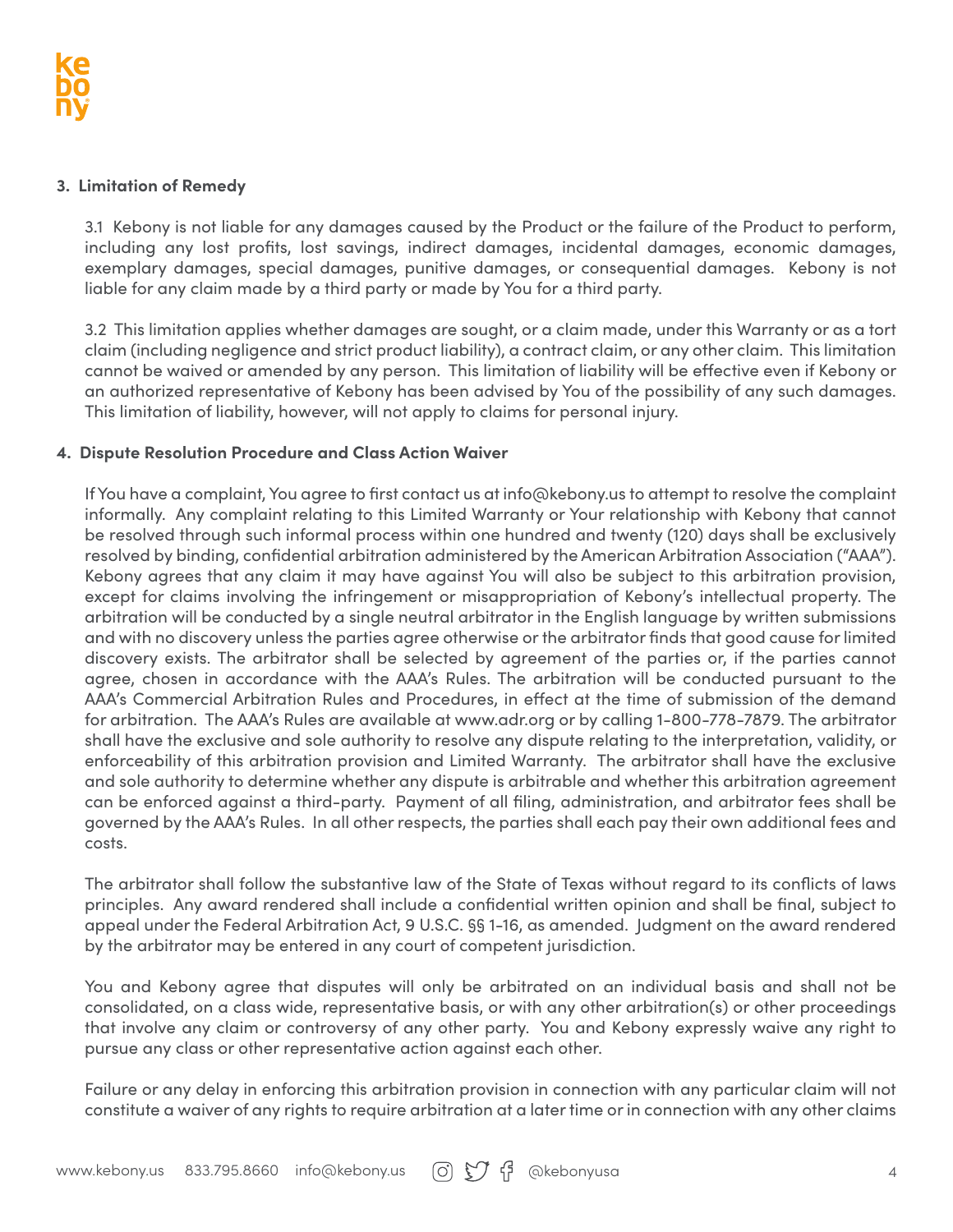### 3. Limitation of Remedy

3.1 Kebony is not liable for any damages caused by the Product or the failure of the Product to perform, including any lost profits, lost savings, indirect damages, incidental damages, economic damages, exemplary damages, special damages, punitive damages, or consequential damages. Kebony is not liable for any claim made by a third party or made by You for a third party.

3.2 This limitation applies whether damages are sought, or a claim made, under this Warranty or as a tort claim (including negligence and strict product liability), a contract claim, or any other claim. This limitation cannot be waived or amended by any person. This limitation of liability will be effective even if Kebony or an authorized representative of Kebony has been advised by You of the possibility of any such damages. This limitation of liability, however, will not apply to claims for personal injury.

### 4. Dispute Resolution Procedure and Class Action Waiver

If You have a complaint, You agree to first contact us at info@kebony.us to attempt to resolve the complaint informally. Any complaint relating to this Limited Warranty or Your relationship with Kebony that cannot be resolved through such informal process within one hundred and twenty (120) days shall be exclusively resolved by binding, confidential arbitration administered by the American Arbitration Association ("AAA"). Kebony agrees that any claim it may have against You will also be subject to this arbitration provision, except for claims involving the infringement or misappropriation of Kebony's intellectual property. The arbitration will be conducted by a single neutral arbitrator in the English language by written submissions and with no discovery unless the parties agree otherwise or the arbitrator finds that good cause for limited discovery exists. The arbitrator shall be selected by agreement of the parties or, if the parties cannot agree, chosen in accordance with the AAA's Rules. The arbitration will be conducted pursuant to the AAA's Commercial Arbitration Rules and Procedures, in effect at the time of submission of the demand for arbitration. The AAA's Rules are available at www.adr.org or by calling 1-800-778-7879. The arbitrator shall have the exclusive and sole authority to resolve any dispute relating to the interpretation, validity, or enforceability of this arbitration provision and Limited Warranty. The arbitrator shall have the exclusive and sole authority to determine whether any dispute is arbitrable and whether this arbitration agreement can be enforced against a third-party. Payment of all filing, administration, and arbitrator fees shall be governed by the AAA's Rules. In all other respects, the parties shall each pay their own additional fees and costs.

The arbitrator shall follow the substantive law of the State of Texas without regard to its conflicts of laws principles. Any award rendered shall include a confidential written opinion and shall be final, subject to appeal under the Federal Arbitration Act, 9 U.S.C. §§ 1-16, as amended. Judgment on the award rendered by the arbitrator may be entered in any court of competent jurisdiction.

You and Kebony agree that disputes will only be arbitrated on an individual basis and shall not be consolidated, on a class wide, representative basis, or with any other arbitration(s) or other proceedings that involve any claim or controversy of any other party. You and Kebony expressly waive any right to pursue any class or other representative action against each other.

Failure or any delay in enforcing this arbitration provision in connection with any particular claim will not constitute a waiver of any rights to require arbitration at a later time or in connection with any other claims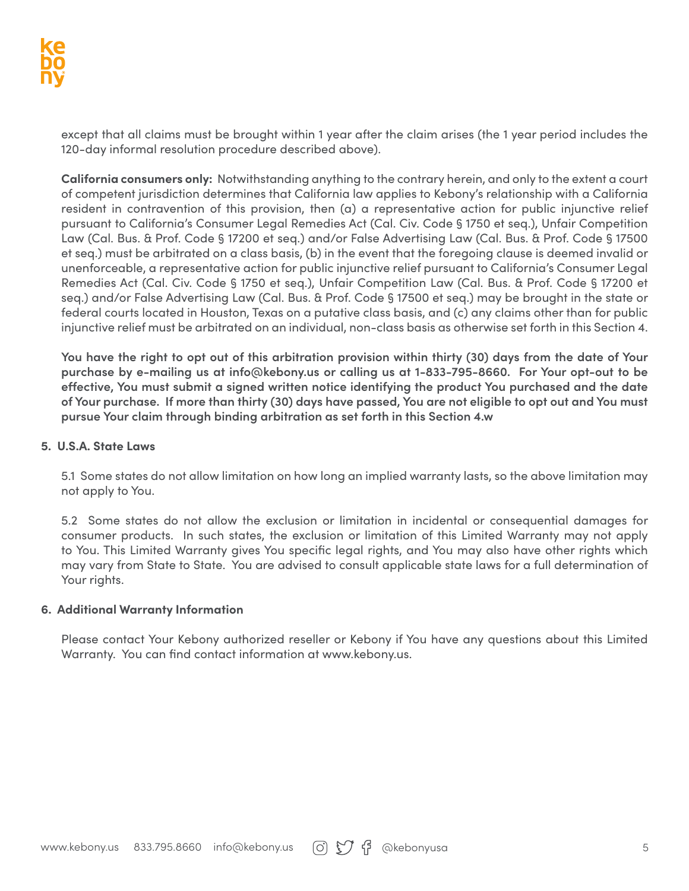except that all claims must be brought within 1 year after the claim arises (the 1 year period includes the 120-day informal resolution procedure described above).

**California consumers only:** Notwithstanding anything to the contrary herein, and only to the extent a court of competent jurisdiction determines that California law applies to Kebony's relationship with a California resident in contravention of this provision, then (a) a representative action for public injunctive relief pursuant to California's Consumer Legal Remedies Act (Cal. Civ. Code § 1750 et seq.), Unfair Competition Law (Cal. Bus. & Prof. Code § 17200 et seq.) and/or False Advertising Law (Cal. Bus. & Prof. Code § 17500 et seq.) must be arbitrated on a class basis, (b) in the event that the foregoing clause is deemed invalid or unenforceable, a representative action for public injunctive relief pursuant to California's Consumer Legal Remedies Act (Cal. Civ. Code § 1750 et seq.), Unfair Competition Law (Cal. Bus. & Prof. Code § 17200 et seq.) and/or False Advertising Law (Cal. Bus. & Prof. Code § 17500 et seq.) may be brought in the state or federal courts located in Houston, Texas on a putative class basis, and (c) any claims other than for public injunctive relief must be arbitrated on an individual, non-class basis as otherwise set forth in this Section 4.

**You have the right to opt out of this arbitration provision within thirty (30) days from the date of Your purchase by e-mailing us at info@kebony.us or calling us at 1-833-795-8660. For Your opt-out to be effective, You must submit a signed written notice identifying the product You purchased and the date of Your purchase. If more than thirty (30) days have passed, You are not eligible to opt out and You must pursue Your claim through binding arbitration as set forth in this Section 4.w**

### 5. U.S.A. State Laws

5.1 Some states do not allow limitation on how long an implied warranty lasts, so the above limitation may not apply to You.

5.2 Some states do not allow the exclusion or limitation in incidental or consequential damages for consumer products. In such states, the exclusion or limitation of this Limited Warranty may not apply to You. This Limited Warranty gives You specific legal rights, and You may also have other rights which may vary from State to State. You are advised to consult applicable state laws for a full determination of Your rights.

### 6. Additional Warranty Information

Please contact Your Kebony authorized reseller or Kebony if You have any questions about this Limited Warranty. You can find contact information at www.kebony.us.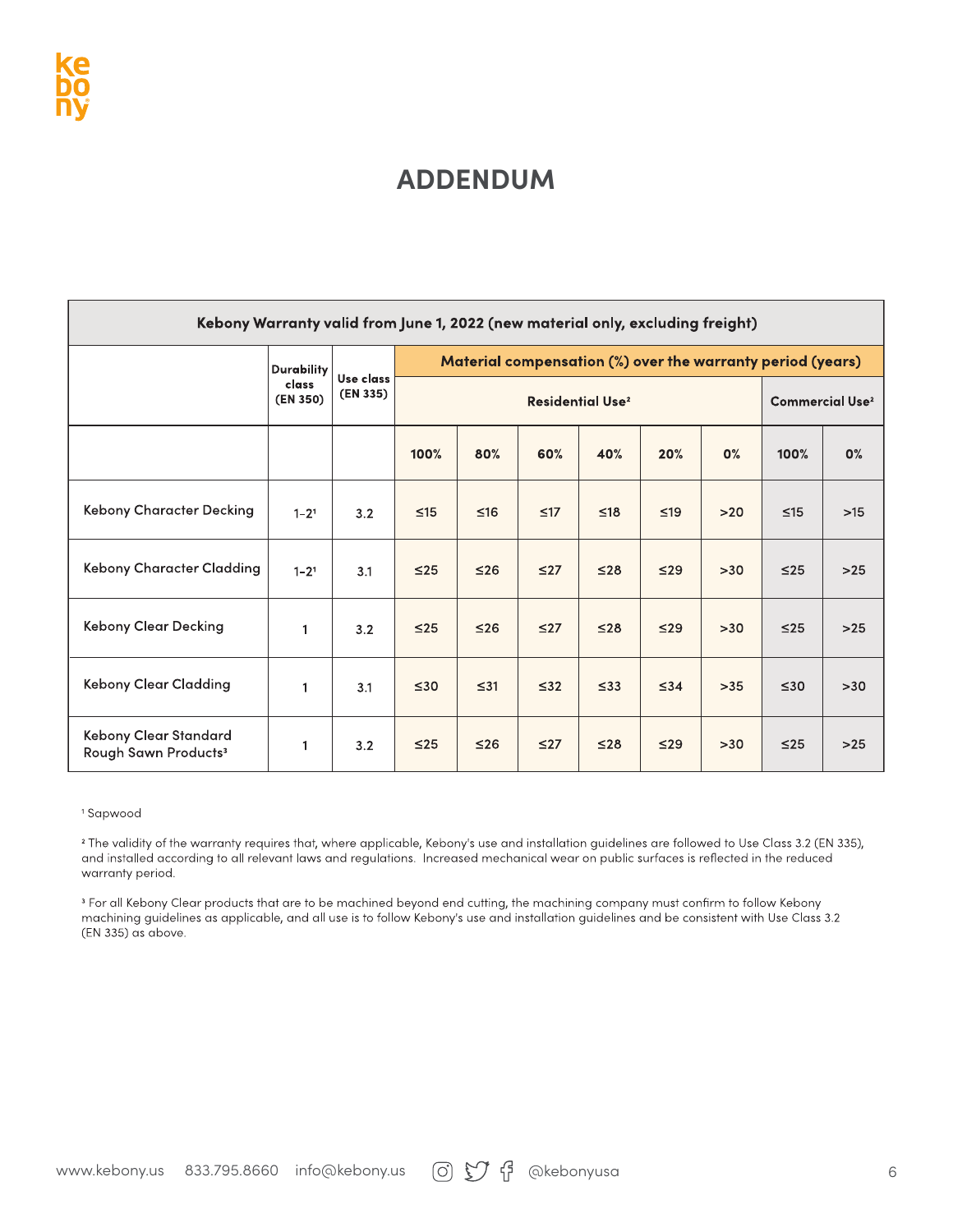# ADDENDUM

| Kebony Warranty valid from June 1, 2022 (new material only, excluding freight) | | | | | | | | | | |
|---|---|---|---|---|---|---|---|---|---|---|
| | Durability class (EN 350) | Use class (EN 335) | Material compensation (%) over the warranty period (years) | | | | | | | |
| | | | Residential Use[2] | | | | | | Commercial Use[2] | |
| | | | 100% | 80% | 60% | 40% | 20% | 0% | 100% | 0% |
| Kebony Character Decking | 1–2[1] | 3.2 | ≤15 | ≤16 | ≤17 | ≤18 | ≤19 | >20 | ≤15 | >15 |
| Kebony Character Cladding | 1–2[1] | 3.1 | ≤25 | ≤26 | ≤27 | ≤28 | ≤29 | >30 | ≤25 | >25 |
| Kebony Clear Decking | 1 | 3.2 | ≤25 | ≤26 | ≤27 | ≤28 | ≤29 | >30 | ≤25 | >25 |
| Kebony Clear Cladding | 1 | 3.1 | ≤30 | ≤31 | ≤32 | ≤33 | ≤34 | >35 | ≤30 | >30 |
| Kebony Clear Standard Rough Sawn Products[3] | 1 | 3.2 | ≤25 | ≤26 | ≤27 | ≤28 | ≤29 | >30 | ≤25 | >25 |

[1] Sapwood

[2] The validity of the warranty requires that, where applicable, Kebony's use and installation guidelines are followed to Use Class 3.2 (EN 335), and installed according to all relevant laws and regulations. Increased mechanical wear on public surfaces is reflected in the reduced warranty period.

[3] For all Kebony Clear products that are to be machined beyond end cutting, the machining company must confirm to follow Kebony machining guidelines as applicable, and all use is to follow Kebony's use and installation guidelines and be consistent with Use Class 3.2 (EN 335) as above.

www.kebony.us 833.795.8660 info@kebony.us @kebonyusa